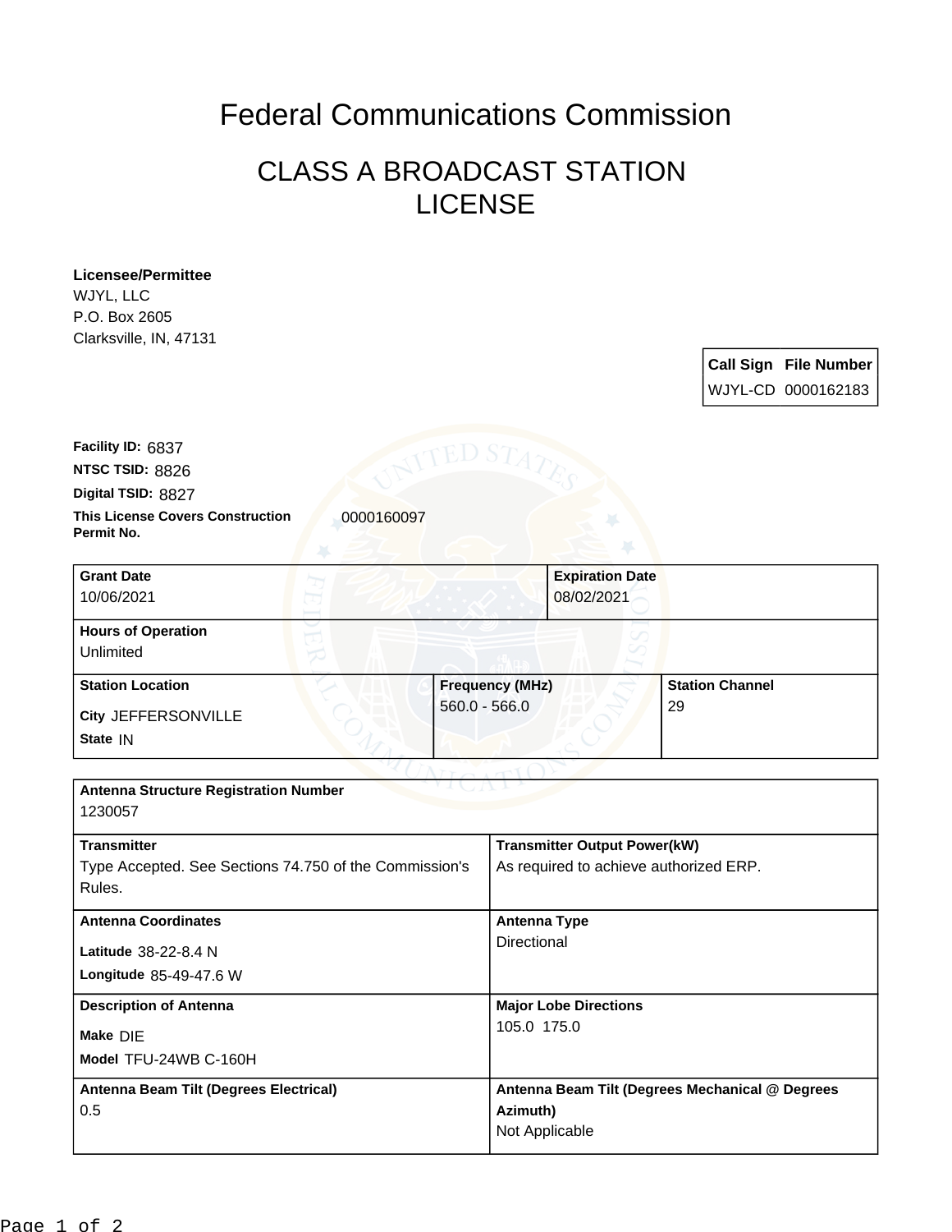# Federal Communications Commission

## CLASS A BROADCAST STATION LICENSE

**Licensee/Permittee**
WJYL, LLC
P.O. Box 2605
Clarksville, IN, 47131

| Call Sign | File Number |
|---|---|
| WJYL-CD | 0000162183 |

**Facility ID:** 6837
**NTSC TSID:** 8826
**Digital TSID:** 8827
**This License Covers Construction Permit No.** 0000160097

| Grant Date | Expiration Date |
|---|---|
| 10/06/2021 | 08/02/2021 |

**Hours of Operation**
Unlimited

| Station Location | Frequency (MHz) | Station Channel |
|---|---|---|
| City JEFFERSONVILLE<br>State IN | 560.0 - 566.0 | 29 |

**Antenna Structure Registration Number**
1230057

| Transmitter | Transmitter Output Power(kW) |
|---|---|
| Type Accepted. See Sections 74.750 of the Commission's Rules. | As required to achieve authorized ERP. |

| Antenna Coordinates | Antenna Type |
|---|---|
| Latitude 38-22-8.4 N<br>Longitude 85-49-47.6 W | Directional |

| Description of Antenna | Major Lobe Directions |
|---|---|
| Make DIE<br>Model TFU-24WB C-160H | 105.0 175.0 |

| Antenna Beam Tilt (Degrees Electrical) | Antenna Beam Tilt (Degrees Mechanical @ Degrees Azimuth) |
|---|---|
| 0.5 | Not Applicable |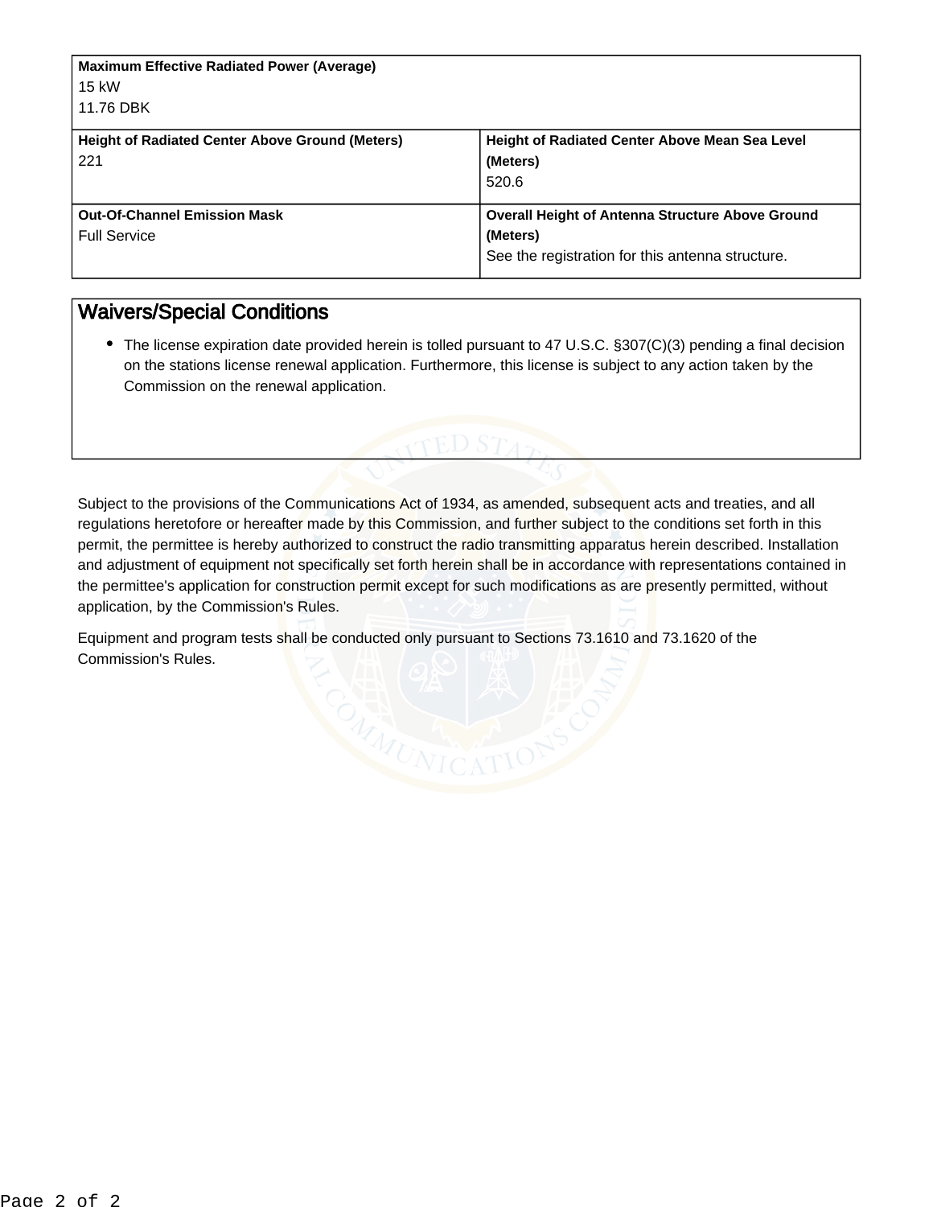| | |
|---|---|
| **Maximum Effective Radiated Power (Average)**<br>15 kW<br>11.76 DBK | |
| **Height of Radiated Center Above Ground (Meters)**<br>221 | **Height of Radiated Center Above Mean Sea Level (Meters)**<br>520.6 |
| **Out-Of-Channel Emission Mask**<br>Full Service | **Overall Height of Antenna Structure Above Ground (Meters)**<br>See the registration for this antenna structure. |

## Waivers/Special Conditions

- The license expiration date provided herein is tolled pursuant to 47 U.S.C. §307(C)(3) pending a final decision on the stations license renewal application. Furthermore, this license is subject to any action taken by the Commission on the renewal application.

Subject to the provisions of the Communications Act of 1934, as amended, subsequent acts and treaties, and all regulations heretofore or hereafter made by this Commission, and further subject to the conditions set forth in this permit, the permittee is hereby authorized to construct the radio transmitting apparatus herein described. Installation and adjustment of equipment not specifically set forth herein shall be in accordance with representations contained in the permittee's application for construction permit except for such modifications as are presently permitted, without application, by the Commission's Rules.

Equipment and program tests shall be conducted only pursuant to Sections 73.1610 and 73.1620 of the Commission's Rules.